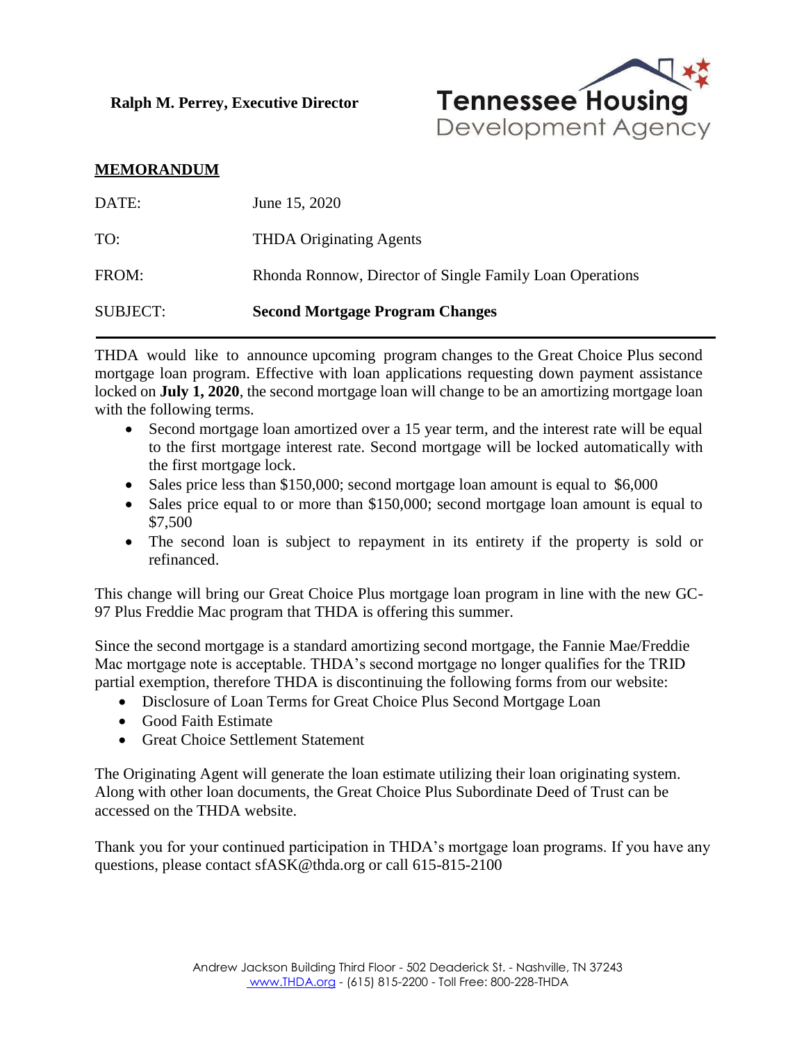**Ralph M. Perrey, Executive Director**

Tennessee Housing Development Agency

**MEMORANDUM**

| | |
|---|---|
| DATE: | June 15, 2020 |
| TO: | THDA Originating Agents |
| FROM: | Rhonda Ronnow, Director of Single Family Loan Operations |
| SUBJECT: | **Second Mortgage Program Changes** |

---

THDA would like to announce upcoming program changes to the Great Choice Plus second mortgage loan program. Effective with loan applications requesting down payment assistance locked on **July 1, 2020**, the second mortgage loan will change to be an amortizing mortgage loan with the following terms.

- Second mortgage loan amortized over a 15 year term, and the interest rate will be equal to the first mortgage interest rate. Second mortgage will be locked automatically with the first mortgage lock.
- Sales price less than $150,000; second mortgage loan amount is equal to $6,000
- Sales price equal to or more than $150,000; second mortgage loan amount is equal to $7,500
- The second loan is subject to repayment in its entirety if the property is sold or refinanced.

This change will bring our Great Choice Plus mortgage loan program in line with the new GC-97 Plus Freddie Mac program that THDA is offering this summer.

Since the second mortgage is a standard amortizing second mortgage, the Fannie Mae/Freddie Mac mortgage note is acceptable. THDA's second mortgage no longer qualifies for the TRID partial exemption, therefore THDA is discontinuing the following forms from our website:

- Disclosure of Loan Terms for Great Choice Plus Second Mortgage Loan
- Good Faith Estimate
- Great Choice Settlement Statement

The Originating Agent will generate the loan estimate utilizing their loan originating system. Along with other loan documents, the Great Choice Plus Subordinate Deed of Trust can be accessed on the THDA website.

Thank you for your continued participation in THDA's mortgage loan programs. If you have any questions, please contact sfASK@thda.org or call 615-815-2100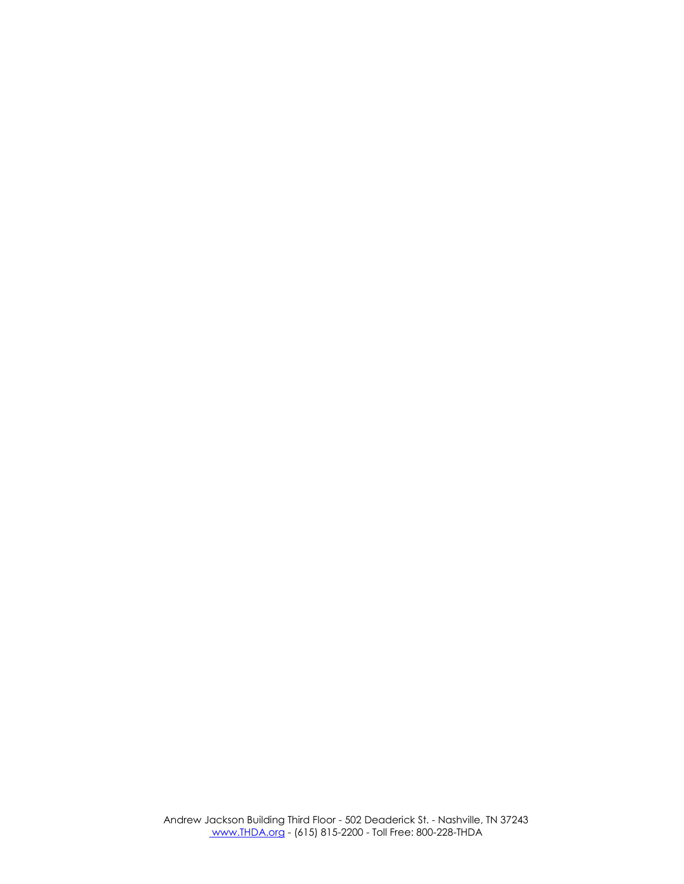Andrew Jackson Building Third Floor - 502 Deaderick St. - Nashville, TN 37243
www.THDA.org - (615) 815-2200 - Toll Free: 800-228-THDA